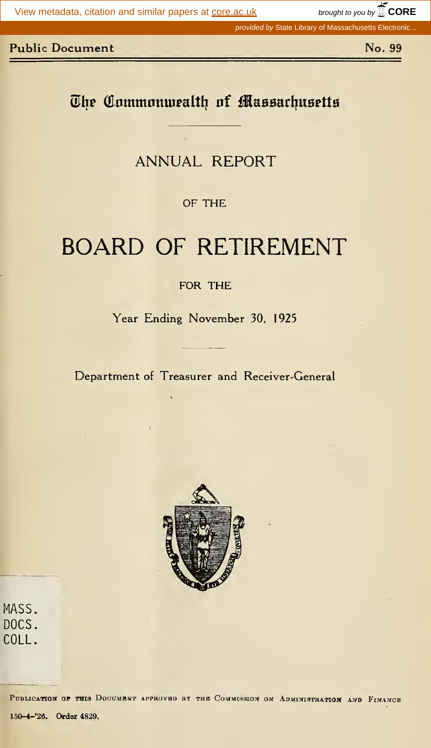Public Document No. 99

# The Commonwealth of Massachusetts

## ANNUAL REPORT

OF THE

# BOARD OF RETIREMENT

FOR THE

Year Ending November 30, 1925

Department of Treasurer and Receiver-General

MASS. DOCS. COLL.

Publication of this Document approved by the Commission on Administration and Finance

150-4-'26. Order 4829.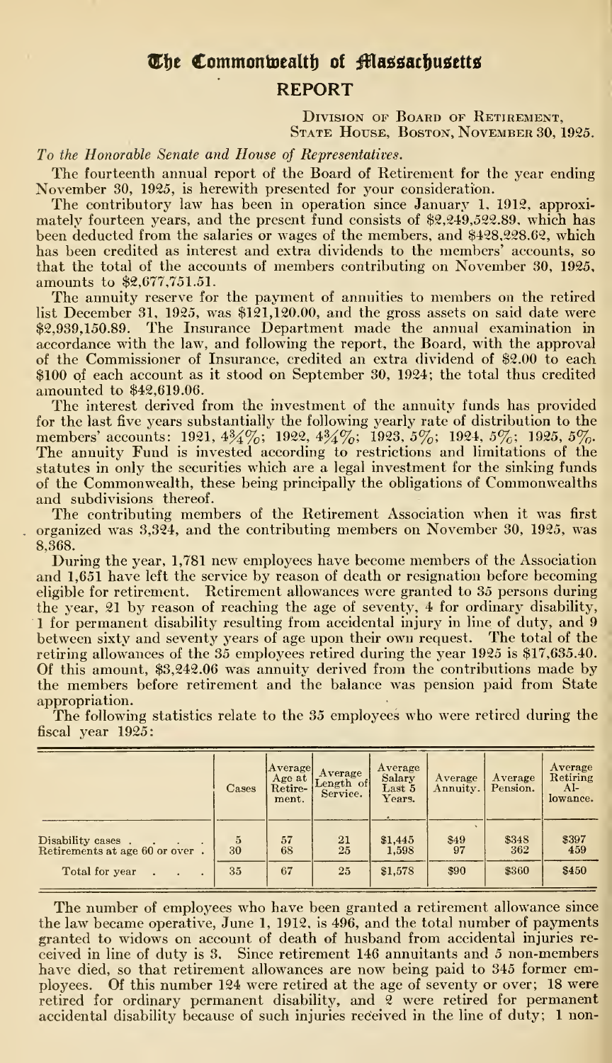# The Commonwealth of Massachusetts

## REPORT

Division of Board of Retirement,
State House, Boston, November 30, 1925.

*To the Honorable Senate and House of Representatives.*

The fourteenth annual report of the Board of Retirement for the year ending November 30, 1925, is herewith presented for your consideration.

The contributory law has been in operation since January 1, 1912, approximately fourteen years, and the present fund consists of $2,249,522.89, which has been deducted from the salaries or wages of the members, and $428,228.62, which has been credited as interest and extra dividends to the members' accounts, so that the total of the accounts of members contributing on November 30, 1925, amounts to $2,677,751.51.

The annuity reserve for the payment of annuities to members on the retired list December 31, 1925, was $121,120.00, and the gross assets on said date were $2,939,150.89. The Insurance Department made the annual examination in accordance with the law, and following the report, the Board, with the approval of the Commissioner of Insurance, credited an extra dividend of $2.00 to each $100 of each account as it stood on September 30, 1924; the total thus credited amounted to $42,619.06.

The interest derived from the investment of the annuity funds has provided for the last five years substantially the following yearly rate of distribution to the members' accounts: 1921, 4¾%; 1922, 4¾%; 1923, 5%; 1924, 5%; 1925, 5%. The annuity Fund is invested according to restrictions and limitations of the statutes in only the securities which are a legal investment for the sinking funds of the Commonwealth, these being principally the obligations of Commonwealths and subdivisions thereof.

The contributing members of the Retirement Association when it was first organized was 3,324, and the contributing members on November 30, 1925, was 8,368.

During the year, 1,781 new employees have become members of the Association and 1,651 have left the service by reason of death or resignation before becoming eligible for retirement. Retirement allowances were granted to 35 persons during the year, 21 by reason of reaching the age of seventy, 4 for ordinary disability, 1 for permanent disability resulting from accidental injury in line of duty, and 9 between sixty and seventy years of age upon their own request. The total of the retiring allowances of the 35 employees retired during the year 1925 is $17,635.40. Of this amount, $3,242.06 was annuity derived from the contributions made by the members before retirement and the balance was pension paid from State appropriation.

The following statistics relate to the 35 employees who were retired during the fiscal year 1925:

| | Cases | Average Age at Retirement. | Average Length of Service. | Average Salary Last 5 Years. | Average Annuity. | Average Pension. | Average Retiring Allowance. |
|---|---|---|---|---|---|---|---|
| Disability cases | 5 | 57 | 21 | $1,445 | $49 | $348 | $397 |
| Retirements at age 60 or over | 30 | 68 | 25 | 1,598 | 97 | 362 | 459 |
| Total for year | 35 | 67 | 25 | $1,578 | $90 | $360 | $450 |

The number of employees who have been granted a retirement allowance since the law became operative, June 1, 1912, is 496, and the total number of payments granted to widows on account of death of husband from accidental injuries received in line of duty is 3. Since retirement 146 annuitants and 5 non-members have died, so that retirement allowances are now being paid to 345 former employees. Of this number 124 were retired at the age of seventy or over; 18 were retired for ordinary permanent disability, and 2 were retired for permanent accidental disability because of such injuries received in the line of duty; 1 non-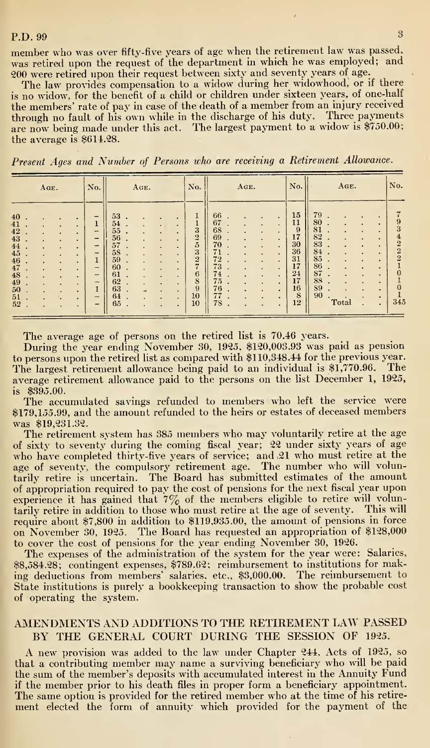member who was over fifty-five years of age when the retirement law was passed, was retired upon the request of the department in which he was employed; and 200 were retired upon their request between sixty and seventy years of age.

The law provides compensation to a widow during her widowhood, or if there is no widow, for the benefit of a child or children under sixteen years, of one-half the members' rate of pay in case of the death of a member from an injury received through no fault of his own while in the discharge of his duty. Three payments are now being made under this act. The largest payment to a widow is $750.00; the average is $614.28.

*Present Ages and Number of Persons who are receiving a Retirement Allowance.*

| Age. | No. | Age. | No. | Age. | No. | Age. | No. |
|---|---|---|---|---|---|---|---|
| 40 | – | 53 | 1 | 66 | 15 | 79 | 7 |
| 41 | 1 | 54 | 1 | 67 | 11 | 80 | 9 |
| 42 | – | 55 | 3 | 68 | 9 | 81 | 3 |
| 43 | – | 56 | 2 | 69 | 17 | 82 | 4 |
| 44 | – | 57 | 5 | 70 | 30 | 83 | 2 |
| 45 | – | 58 | 3 | 71 | 36 | 84 | 2 |
| 46 | 1 | 59 | 2 | 72 | 31 | 85 | 2 |
| 47 | – | 60 | 7 | 73 | 17 | 86 | 1 |
| 48 | – | 61 | 6 | 74 | 24 | 87 | 0 |
| 49 | – | 62 | 8 | 75 | 17 | 88 | 1 |
| 50 | 1 | 63 | 9 | 76 | 16 | 89 | 0 |
| 51 | – | 64 | 10 | 77 | 8 | 90 | 1 |
| 52 | – | 65 | 10 | 78 | 12 | Total | 345 |

The average age of persons on the retired list is 70.46 years.

During the year ending November 30, 1925, $120,003.93 was paid as pension to persons upon the retired list as compared with $110,348.44 for the previous year. The largest retirement allowance being paid to an individual is $1,770.96. The average retirement allowance paid to the persons on the list December 1, 1925, is $395.00.

The accumulated savings refunded to members who left the service were $179,155.99, and the amount refunded to the heirs or estates of deceased members was $19,231.32.

The retirement system has 385 members who may voluntarily retire at the age of sixty to seventy during the coming fiscal year; 22 under sixty years of age who have completed thirty-five years of service; and 21 who must retire at the age of seventy, the compulsory retirement age. The number who will voluntarily retire is uncertain. The Board has submitted estimates of the amount of appropriation required to pay the cost of pensions for the next fiscal year upon experience it has gained that 7% of the members eligible to retire will voluntarily retire in addition to those who must retire at the age of seventy. This will require about $7,800 in addition to $119,935.00, the amount of pensions in force on November 30, 1925. The Board has requested an appropriation of $128,000 to cover the cost of pensions for the year ending November 30, 1926.

The expenses of the administration of the system for the year were: Salaries, $8,584.28; contingent expenses, $789.62; reimbursement to institutions for making deductions from members' salaries, etc., $3,000.00. The reimbursement to State institutions is purely a bookkeeping transaction to show the probable cost of operating the system.

## AMENDMENTS AND ADDITIONS TO THE RETIREMENT LAW PASSED BY THE GENERAL COURT DURING THE SESSION OF 1925.

A new provision was added to the law under Chapter 244, Acts of 1925, so that a contributing member may name a surviving beneficiary who will be paid the sum of the member's deposits with accumulated interest in the Annuity Fund if the member prior to his death files in proper form a beneficiary appointment. The same option is provided for the retired member who at the time of his retirement elected the form of annuity which provided for the payment of the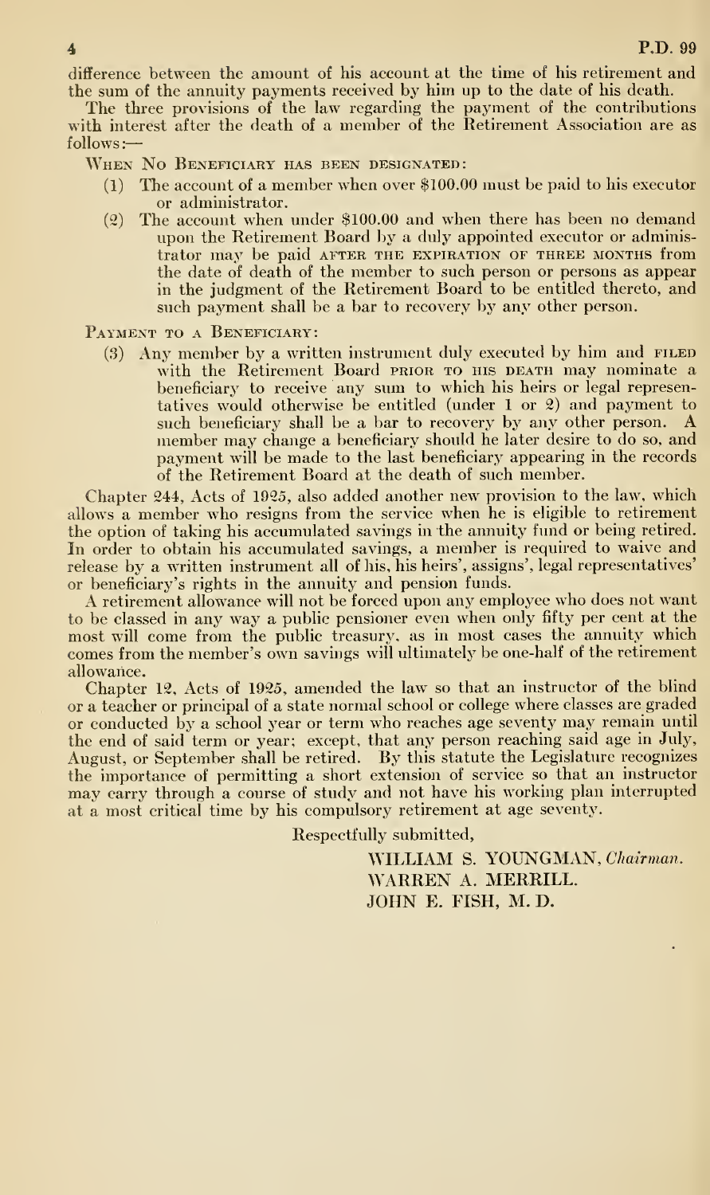difference between the amount of his account at the time of his retirement and the sum of the annuity payments received by him up to the date of his death.

The three provisions of the law regarding the payment of the contributions with interest after the death of a member of the Retirement Association are as follows:—

When No Beneficiary has been designated:

(1) The account of a member when over $100.00 must be paid to his executor or administrator.

(2) The account when under $100.00 and when there has been no demand upon the Retirement Board by a duly appointed executor or administrator may be paid AFTER THE EXPIRATION OF THREE MONTHS from the date of death of the member to such person or persons as appear in the judgment of the Retirement Board to be entitled thereto, and such payment shall be a bar to recovery by any other person.

Payment to a Beneficiary:

(3) Any member by a written instrument duly executed by him and FILED with the Retirement Board PRIOR TO HIS DEATH may nominate a beneficiary to receive any sum to which his heirs or legal representatives would otherwise be entitled (under 1 or 2) and payment to such beneficiary shall be a bar to recovery by any other person. A member may change a beneficiary should he later desire to do so, and payment will be made to the last beneficiary appearing in the records of the Retirement Board at the death of such member.

Chapter 244, Acts of 1925, also added another new provision to the law, which allows a member who resigns from the service when he is eligible to retirement the option of taking his accumulated savings in the annuity fund or being retired. In order to obtain his accumulated savings, a member is required to waive and release by a written instrument all of his, his heirs', assigns', legal representatives' or beneficiary's rights in the annuity and pension funds.

A retirement allowance will not be forced upon any employee who does not want to be classed in any way a public pensioner even when only fifty per cent at the most will come from the public treasury, as in most cases the annuity which comes from the member's own savings will ultimately be one-half of the retirement allowance.

Chapter 12, Acts of 1925, amended the law so that an instructor of the blind or a teacher or principal of a state normal school or college where classes are graded or conducted by a school year or term who reaches age seventy may remain until the end of said term or year; except, that any person reaching said age in July, August, or September shall be retired. By this statute the Legislature recognizes the importance of permitting a short extension of service so that an instructor may carry through a course of study and not have his working plan interrupted at a most critical time by his compulsory retirement at age seventy.

Respectfully submitted,

WILLIAM S. YOUNGMAN, *Chairman*.
WARREN A. MERRILL.
JOHN E. FISH, M. D.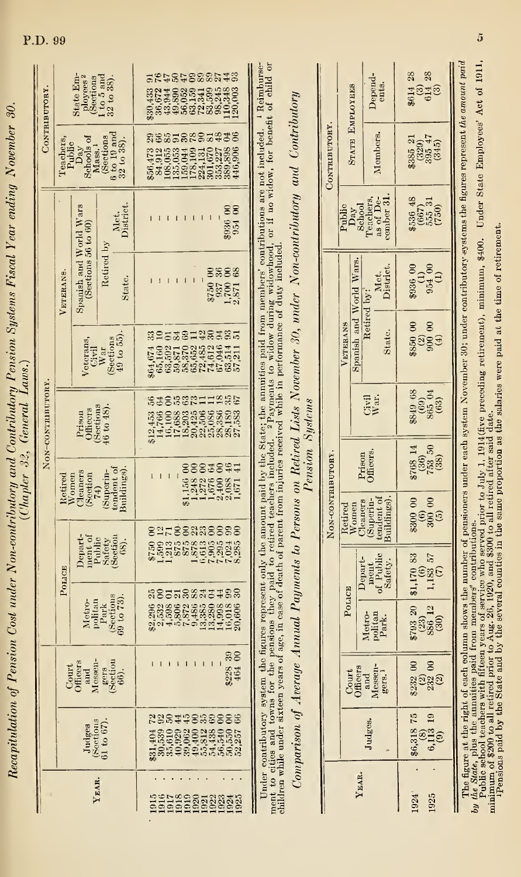## Recapitulation of Pension Cost under Non-contributory and Contributory Pension Systems Fiscal Year ending November 30. (*Chapter 32, General Laws.*)

| Year. | Non-contributory. | | | | | | | | | Contributory. | |
|---|---|---|---|---|---|---|---|---|---|---|---|
| | Judges (Sections 61 to 67). | Court Officers and Messengers (Section 66). | Police | | Retired Women Cleaners (Section 74) (Superintendent of Buildings). | Prison Officers (Sections 46 to 48). | Veterans. | | | Teachers, Public Day Schools of Mass.[1] (Sections 6 to 19 and 32 to 38). | State Employees[2] (Sections 1 to 5 and 32 to 38). |
| | | | Metropolitan Park (Sections 69 to 73). | Department of Public Safety (Section 68). | | | Veterans, Civil War (Sections 49 to 55). | Spanish and World Wars (Sections 56 to 60) Retired by State. | Spanish and World Wars (Sections 56 to 60) Retired by Met. District. | | |
| 1915 | $31,404 72 | – | $2,296 25 | $750 00 | – | $12,453 56 | $64,674 33 | – | – | $56,473 29 | $30,433 91 |
| 1916 | 30,539 92 | – | 2,532 00 | 1,599 12 | – | 14,766 64 | 65,160 10 | – | – | 84,912 66 | 36,672 76 |
| 1917 | 35,610 50 | – | 4,598 01 | 1,213 71 | – | 16,100 00 | 63,592 01 | – | – | 108,055 85 | 43,944 47 |
| 1918 | 40,929 44 | – | 5,806 21 | 875 00 | – | 17,688 55 | 59,871 84 | – | – | 135,053 91 | 49,890 50 |
| 1919 | 39,062 45 | – | 7,872 30 | 875 00 | $1,156 00 | 18,203 63 | 58,870 69 | – | – | 159,044 30 | 56,052 47 |
| 1920 | 49,400 00 | – | 9,486 88 | 1,878 22 | 1,248 00 | 20,425 73 | 65,652 11 | – | – | 178,109 78 | 63,159 09 |
| 1921 | 55,812 35 | – | 13,385 24 | 6,613 23 | 1,272 00 | 22,506 11 | 72,485 42 | – | – | 224,131 90 | 72,341 89 |
| 1922 | 54,438 69 | – | 13,280 01 | 7,905 00 | 1,676 64 | 25,086 11 | 74,612 30 | $750 00 | – | 301,670 81 | 83,599 89 |
| 1923 | 56,540 00 | – | 14,908 44 | 7,295 00 | 2,400 00 | 28,386 18 | 67,046 94 | 937 36 | – | 353,227 48 | 98,245 27 |
| 1924 | 50,550 00 | $228 39 | 16,018 99 | 7,024 99 | 2,088 46 | 28,189 35 | 63,514 93 | 1,700 00 | $936 00 | 389,898 04 | 110,348 44 |
| 1925 | 52,257 66 | 464 00 | 20,606 30 | 8,285 00 | 1,671 41 | 27,583 67 | 57,211 51 | 2,871 68 | 954 00 | 446,906 06 | 120,003 93 |

Under contributory system the figures represent only the amount paid by the State; the annuities paid from members' contributions are not included. [1] Reimbursement to cities and towns for the pensions they paid to retired teachers included. [2] Payments to widow during widowhood, or if no widow, for benefit of child or children while under sixteen years of age, in case of death of parent from injuries received while in performance of duty included.

## Comparison of Average Annual Payments to Persons on Retired Lists November 30, under Non-contributory and Contributory Pension Systems

| Year. | Non-contributory. | | | | | | | | | Contributory. | | |
|---|---|---|---|---|---|---|---|---|---|---|---|---|
| | Judges. | Court Officers and Messengers.[1] | Police | | Retired Women Cleaners (Superintendent of Buildings). | Prison Officers. | Veterans | | | Public Day School Teachers, as of December 31. | State Employees | |
| | | | Metropolitan Park. | Department of Public Safety. | | | Civil War. | Spanish and World Wars. Retired by: State. | Spanish and World Wars. Retired by: Met. District. | | Members. | Dependents. |
| 1924 | $6,318 75 | $232 00 | $793 20 | $1,170 83 | $300 00 | $768 14 | $849 68 | $850 00 | $936 00 | $536 48 | $385 21 | $614 28 |
| | (8) | (2) | (23) | (6) | (6) | (36) | (69) | (2) | (1) | (667) | (329) | (3) |
| 1925 | 6,113 19 | 232 00 | 886 12 | 1,183 57 | 300 00 | 753 50 | 865 04 | 900 00 | 954 00 | 555 31 | 395 47 | 614 28 |
| | (9) | (2) | (30) | (7) | (5) | (38) | (63) | (4) | (1) | (750) | (345) | (3) |

The figure at the right of each column shows the number of pensioners under each system November 30; under contributory systems the figures represent *the amount paid by the State*, plus the annuities paid from members' contributions.

Public school teachers with fifteen years of service who served prior to July 1, 1914 (five preceding retirement), minimum, $400. Under State Employees' Act of 1911, minimum of $200 to all retired prior to Aug. 26, 1920, and $300 to all retired after said date.

[1] Pensions paid by the State and by the several counties in the same proportion as the salaries were paid at the time of retirement.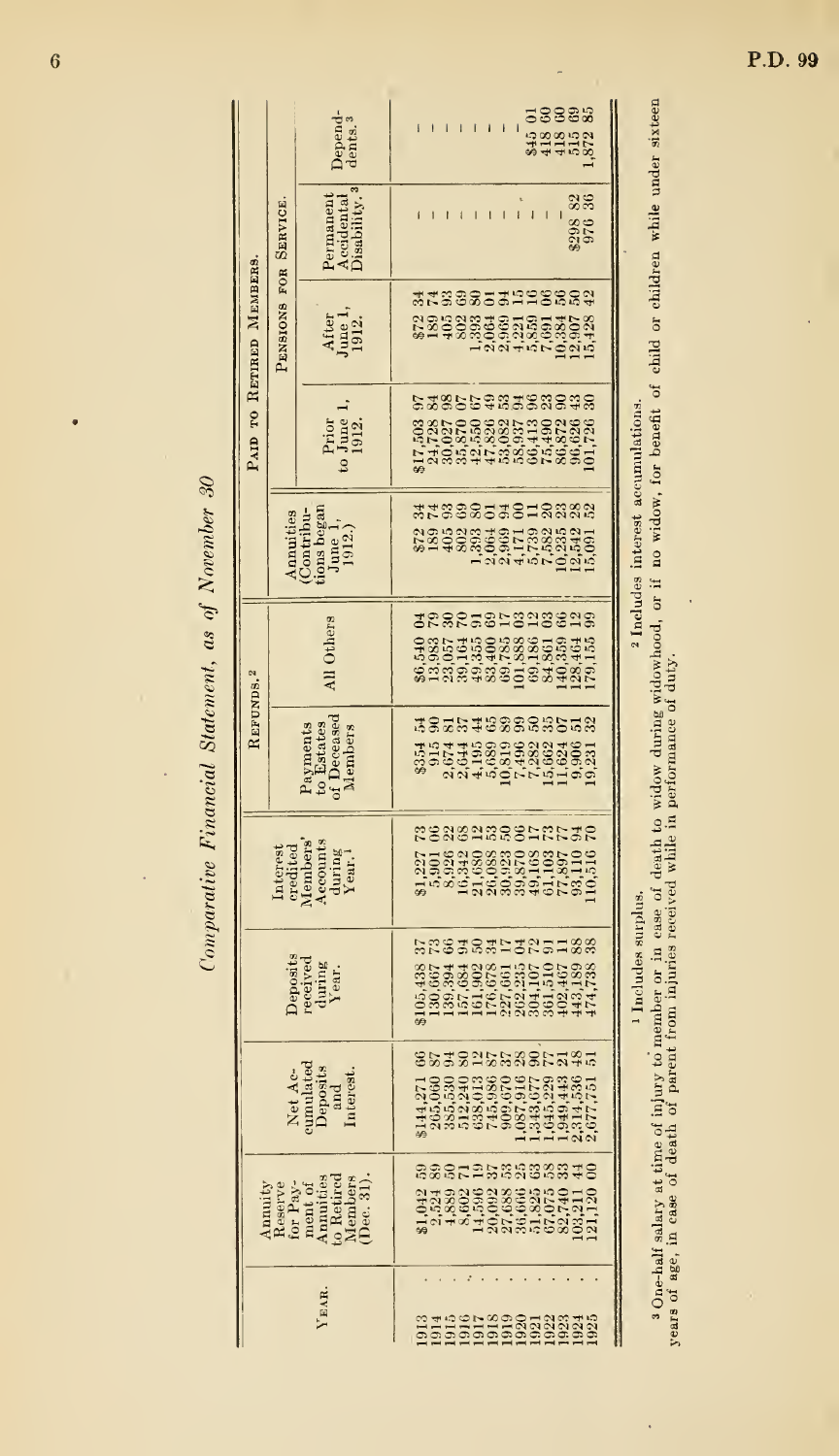# Comparative Financial Statement, as of November 30

| Year. | Annuity Reserve for Payment of Annuities to Retired Members (Dec. 31). | Net Accumulated Deposits and Interest. | Deposits received during Year. | Interest credited Members' Accounts during Year.[1] | Refunds.[2] | | Paid to Retired Members. | | | | |
|---|---|---|---|---|---|---|---|---|---|---|---|
| | | | | | Payments to Estates of Deceased Members | All Others | Annuities (Contributions began June 1, 1912.) | Pensions for Service. | | | |
| | | | | | | | | Prior to June 1, 1912. | After June 1, 1912. | Permanent Accidental Disability.[3] | Dependents.[3] |
| 1913 | $1,042 59 | $144,271 66 | $105,438 37 | $1,227 73 | $354 54 | $6,540 04 | $72 34 | $17,503 97 | $72 34 | – | – |
| 1914 | 2,524 89 | 265,060 87 | 130,667 73 | 5,901 06 | 915 90 | 13,983 79 | 189 74 | 24,728 84 | 189 74 | – | – |
| 1915 | 4,889 50 | 385,530 94 | 139,394 66 | 8,926 22 | 2,674 81 | 23,057 30 | 405 93 | 30,027 98 | 405 93 | – | – |
| 1916 | 8,602 71 | 512,240 80 | 157,684 94 | 16,342 68 | 2,644 37 | 39,164 70 | 802 69 | 35,870 07 | 802 69 | – | – |
| 1917 | 14,596 19 | 638,013 12 | 161,902 50 | 21,680 12 | 4,195 44 | 49,355 91 | 1,393 80 | 42,550 67 | 1,393 80 | – | – |
| 1918 | 20,092 37 | 745,986 87 | 176,678 34 | 26,088 53 | 5,689 65 | 83,400 69 | 2,064 01 | 47,826 49 | 2,064 01 | – | – |
| 1919 | 27,688 53 | 909,670 37 | 227,661 17 | 30,923 50 | 10,819 89 | 69,785 17 | 2,969 94 | 53,082 53 | 2,969 94 | – | – |
| 1920 | 36,666 25 | 1,087,916 28 | 262,235 04 | 39,870 06 | 7,496 99 | 101,888 03 | 4,171 00 | 58,987 94 | 4,221 15 | – | – |
| 1921 | 51,825 63 | 1,343,677 90 | 304,107 72 | 49,168 17 | 7,282 50 | 69,186 12 | 5,739 11 | 66,413 96 | 5,839 16 | – | $45 01 |
| 1922 | 67,075 58 | 1,645,229 77 | 361,510 91 | 61,103 73 | 15,662 35 | 84,861 03 | 7,582 20 | 75,490 23 | 7,691 06 | – | 418 60 |
| 1923 | 82,740 33 | 1,949,443 21 | 402,467 11 | 77,897 77 | 11,624 07 | 140,359 66 | 10,235 23 | 86,872 90 | 10,384 56 | – | 418 60 |
| 1924 | 103,211 44 | 2,314,536 48 | 443,189 88 | 93,110 94 | 9,906 51 | 128,464 12 | 12,542 28 | 96,626 43 | 12,907 50 | $298 82 | 515 69 |
| 1925 | 121,120 00 | 2,677,751 51 | 474,738 38 | 110,516 70 | 19,231 32 | 179,155 99 | 15,091 52 | 101,726 30 | 15,428 42 | 976 36 | 1,872 85 |

[1] Includes surplus.

[2] Includes interest accumulations.

[3] One-half salary at time of injury to member or in case of death to widow during widowhood, or if no widow, for benefit of child or children while under sixteen years of age, in case of death of parent from injuries received while in performance of duty.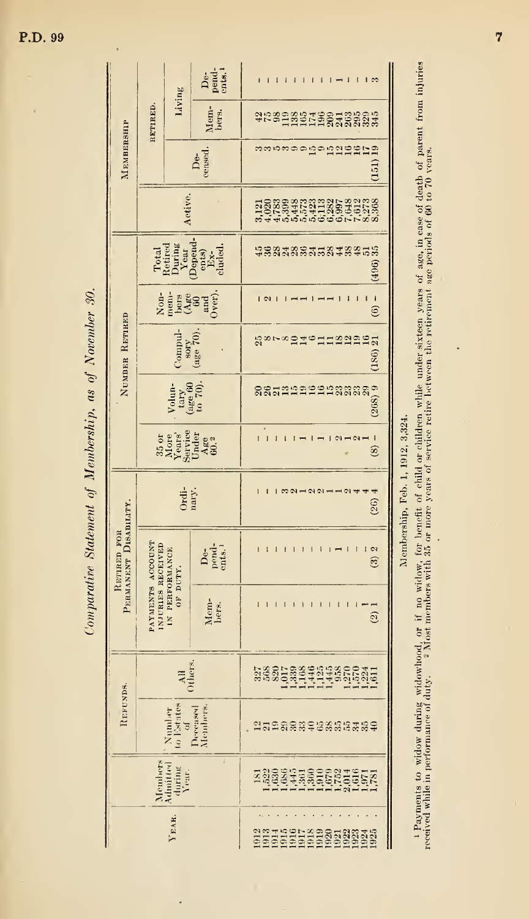## *Comparative Statement of Membership, as of November 30.*

| Year. | Members Admitted during Year. | Refunds. | | Retired for Permanent Disability. | | | Number Retired | | | | | Membership | | | |
|---|---|---|---|---|---|---|---|---|---|---|---|---|---|---|---|
| | | Number to Estates of Deceased Members. | All Others. | Payments account injuries received in performance of duty. | | Ordinary. | 35 or More Years' Service Under Age 60.[2] | Voluntary (age 60 to 70). | Compulsory (age 70). | Non-members (Age 60 and Over). | Total Retired During Year (Dependents Excluded). | Active. | Retired. | | |
| | | | | Members. | Dependents.[1] | | | | | | | | Deceased. | Living | |
| | | | | | | | | | | | | | | Members. | Dependents.[1] |
| 1912 | 181 | 12 | 327 | – | – | – | – | 20 | 25 | – | 45 | 3,121 | 3 | 42 | – |
| 1913 | 1,522 | 21 | 568 | – | – | – | – | 26 | 8 | 2 | 36 | 4,020 | 3 | 75 | – |
| 1914 | 1,630 | 19 | 820 | – | – | – | – | 21 | 7 | – | 28 | 4,783 | 5 | 98 | – |
| 1915 | 1,686 | 29 | 1,017 | – | – | 3 | – | 13 | 8 | – | 24 | 5,399 | 3 | 119 | – |
| 1916 | 1,445 | 30 | 1,339 | – | – | 2 | – | 15 | 10 | 1 | 28 | 5,448 | 9 | 138 | – |
| 1917 | 1,361 | 33 | 1,168 | – | – | 1 | 1 | 19 | 14 | 1 | 36 | 5,573 | 9 | 165 | – |
| 1918 | 1,360 | 40 | 1,446 | – | – | 2 | – | 16 | 6 | – | 24 | 5,423 | 15 | 174 | – |
| 1919 | 1,910 | 65 | 1,125 | – | – | 2 | 1 | 16 | 11 | 1 | 31 | 6,113 | 9 | 196 | – |
| 1920 | 1,679 | 38 | 1,445 | – | – | 1 | – | 15 | 11 | 1 | 28 | 6,282 | 15 | 209 | – |
| 1921 | 1,752 | 35 | 958 | – | 1 | 1 | 2 | 23 | 18 | – | 44 | 6,997 | 12 | 241 | 1 |
| 1922 | 2,014 | 55 | 1,270 | – | – | 2 | 1 | 23 | 12 | – | 38 | 7,648 | 16 | 263 | – |
| 1923 | 1,616 | 34 | 1,570 | – | – | 4 | 2 | 23 | 19 | – | 48 | 7,612 | 16 | 295 | – |
| 1924 | 1,971 | 35 | 1,224 | 1 | – | 4 | 1 | 29 | 16 | – | 51 | 8,273 | 17 | 329 | – |
| 1925 | 1,781 | 40 | 1,611 | (2) 1 | (3) 2 | (26) 4 | (8) – | (268) 9 | (186) 21 | (6) – | (496) 35 | 8,368 | (151) 19 | 345 | 3 |

Membership, Feb. 1, 1912, 3,324.

[1] Payments to widow during widowhood, or if no widow, for benefit of child or children while under sixteen years of age, in case of death of parent from injuries received while in performance of duty. [2] Most members with 35 or more years of service retire between the retirement age periods of 60 to 70 years.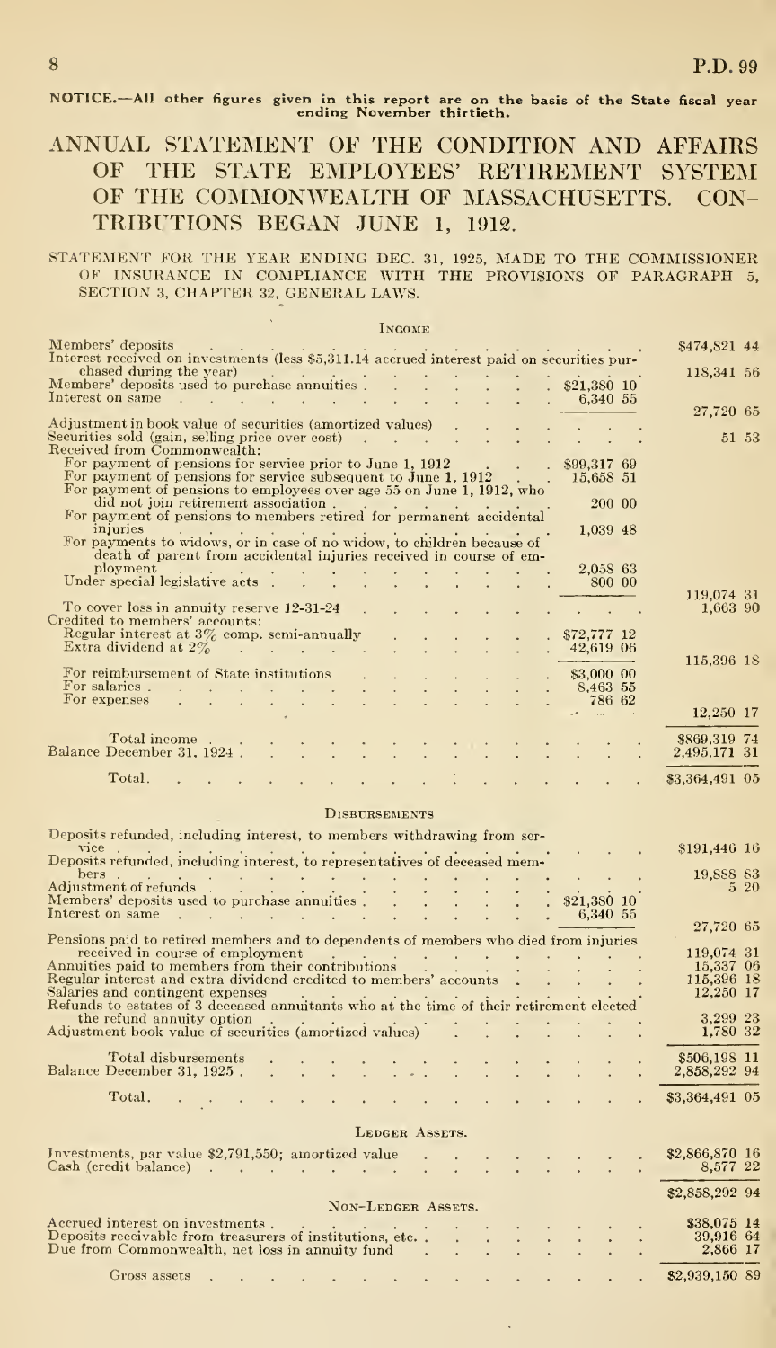NOTICE.—All other figures given in this report are on the basis of the State fiscal year ending November thirtieth.

# ANNUAL STATEMENT OF THE CONDITION AND AFFAIRS OF THE STATE EMPLOYEES' RETIREMENT SYSTEM OF THE COMMONWEALTH OF MASSACHUSETTS. CONTRIBUTIONS BEGAN JUNE 1, 1912.

STATEMENT FOR THE YEAR ENDING DEC. 31, 1925, MADE TO THE COMMISSIONER OF INSURANCE IN COMPLIANCE WITH THE PROVISIONS OF PARAGRAPH 5, SECTION 3, CHAPTER 32, GENERAL LAWS.

## Income

| | | |
|---|---|---|
| Members' deposits | | $474,821 44 |
| Interest received on investments (less $5,311.14 accrued interest paid on securities purchased during the year) | | 118,341 56 |
| Members' deposits used to purchase annuities | $21,380 10 | |
| Interest on same | 6,340 55 | |
| | | 27,720 65 |
| Adjustment in book value of securities (amortized values) | | |
| Securities sold (gain, selling price over cost) | | 51 53 |
| Received from Commonwealth: | | |
| For payment of pensions for service prior to June 1, 1912 | $99,317 69 | |
| For payment of pensions for service subsequent to June 1, 1912 | 15,658 51 | |
| For payment of pensions to employees over age 55 on June 1, 1912, who did not join retirement association | 200 00 | |
| For payment of pensions to members retired for permanent accidental injuries | 1,039 48 | |
| For payments to widows, or in case of no widow, to children because of death of parent from accidental injuries received in course of employment | 2,058 63 | |
| Under special legislative acts | 800 00 | |
| | | 119,074 31 |
| To cover loss in annuity reserve 12-31-24 | | 1,663 90 |
| Credited to members' accounts: | | |
| Regular interest at 3% comp. semi-annually | $72,777 12 | |
| Extra dividend at 2% | 42,619 06 | |
| | | 115,396 18 |
| For reimbursement of State institutions | $3,000 00 | |
| For salaries | 8,463 55 | |
| For expenses | 786 62 | |
| | | 12,250 17 |
| Total income | | $869,319 74 |
| Balance December 31, 1924 | | 2,495,171 31 |
| Total | | $3,364,491 05 |

## Disbursements

| | | |
|---|---|---|
| Deposits refunded, including interest, to members withdrawing from service | | $191,446 16 |
| Deposits refunded, including interest, to representatives of deceased members | | 19,888 83 |
| Adjustment of refunds | | 5 20 |
| Members' deposits used to purchase annuities | $21,380 10 | |
| Interest on same | 6,340 55 | |
| | | 27,720 65 |
| Pensions paid to retired members and to dependents of members who died from injuries received in course of employment | | 119,074 31 |
| Annuities paid to members from their contributions | | 15,337 06 |
| Regular interest and extra dividend credited to members' accounts | | 115,396 18 |
| Salaries and contingent expenses | | 12,250 17 |
| Refunds to estates of 3 deceased annuitants who at the time of their retirement elected the refund annuity option | | 3,299 23 |
| Adjustment book value of securities (amortized values) | | 1,780 32 |
| Total disbursements | | $506,198 11 |
| Balance December 31, 1925 | | 2,858,292 94 |
| Total | | $3,364,491 05 |

## Ledger Assets.

| | |
|---|---|
| Investments, par value $2,791,550; amortized value | $2,866,870 16 |
| Cash (credit balance) | 8,577 22 |
| | $2,858,292 94 |

## Non-Ledger Assets.

| | |
|---|---|
| Accrued interest on investments | $38,075 14 |
| Deposits receivable from treasurers of institutions, etc. | 39,916 64 |
| Due from Commonwealth, net loss in annuity fund | 2,866 17 |
| Gross assets | $2,939,150 89 |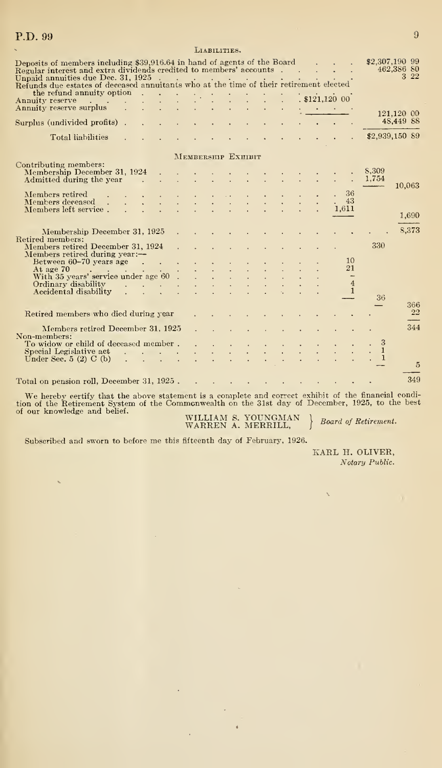## LIABILITIES.

| | | |
|---|---|---|
| Deposits of members including \$39,916.64 in hand of agents of the Board | | \$2,307,190 99 |
| Regular interest and extra dividends credited to members' accounts | | 462,386 80 |
| Unpaid annuities due Dec. 31, 1925 | | 3 22 |
| Refunds due estates of deceased annuitants who at the time of their retirement elected the refund annuity option | | |
| Annuity reserve | \$121,120 00 | |
| Annuity reserve surplus | | |
| | | 121,120 00 |
| Surplus (undivided profits) | | 48,449 88 |
| Total liabilities | | \$2,939,150 89 |

## MEMBERSHIP EXHIBIT

| | | | |
|---|---|---|---|
| Contributing members: | | | |
| Membership December 31, 1924 | | 8,309 | |
| Admitted during the year | | 1,754 | |
| | | | 10,063 |
| Members retired | 36 | | |
| Members deceased | 43 | | |
| Members left service | 1,611 | | |
| | | | 1,690 |
| Membership December 31, 1925 | | | 8,373 |
| Retired members: | | | |
| Members retired December 31, 1924 | | 330 | |
| Members retired during year:— | | | |
| Between 60–70 years age | 10 | | |
| At age 70 | 21 | | |
| With 35 years' service under age 60 | – | | |
| Ordinary disability | 4 | | |
| Accidental disability | 1 | | |
| | | 36 | |
| | | | 366 |
| Retired members who died during year | | | 22 |
| Members retired December 31, 1925 | | | 344 |
| Non-members: | | | |
| To widow or child of deceased member | | 3 | |
| Special Legislative act | | 1 | |
| Under Sec. 5 (2) C (b) | | 1 | |
| | | | 5 |
| Total on pension roll, December 31, 1925 | | | 349 |

We hereby certify that the above statement is a complete and correct exhibit of the financial condition of the Retirement System of the Commonwealth on the 31st day of December, 1925, to the best of our knowledge and belief.

WILLIAM S. YOUNGMAN
WARREN A. MERRILL, } *Board of Retirement.*

Subscribed and sworn to before me this fifteenth day of February, 1926.

KARL H. OLIVER,
*Notary Public.*